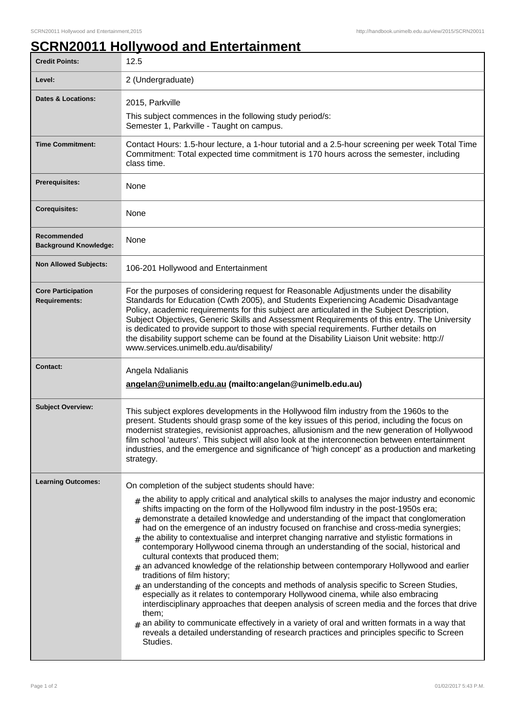# SCRN20011 Hollywood and Entertainment

| | |
|---|---|
| **Credit Points:** | 12.5 |
| **Level:** | 2 (Undergraduate) |
| **Dates & Locations:** | 2015, Parkville<br>This subject commences in the following study period/s:<br>Semester 1, Parkville - Taught on campus. |
| **Time Commitment:** | Contact Hours: 1.5-hour lecture, a 1-hour tutorial and a 2.5-hour screening per week Total Time Commitment: Total expected time commitment is 170 hours across the semester, including class time. |
| **Prerequisites:** | None |
| **Corequisites:** | None |
| **Recommended Background Knowledge:** | None |
| **Non Allowed Subjects:** | 106-201 Hollywood and Entertainment |
| **Core Participation Requirements:** | For the purposes of considering request for Reasonable Adjustments under the disability Standards for Education (Cwth 2005), and Students Experiencing Academic Disadvantage Policy, academic requirements for this subject are articulated in the Subject Description, Subject Objectives, Generic Skills and Assessment Requirements of this entry. The University is dedicated to provide support to those with special requirements. Further details on the disability support scheme can be found at the Disability Liaison Unit website: http://www.services.unimelb.edu.au/disability/ |
| **Contact:** | Angela Ndalianis<br>**angelan@unimelb.edu.au (mailto:angelan@unimelb.edu.au)** |
| **Subject Overview:** | This subject explores developments in the Hollywood film industry from the 1960s to the present. Students should grasp some of the key issues of this period, including the focus on modernist strategies, revisionist approaches, allusionism and the new generation of Hollywood film school 'auteurs'. This subject will also look at the interconnection between entertainment industries, and the emergence and significance of 'high concept' as a production and marketing strategy. |
| **Learning Outcomes:** | On completion of the subject students should have:<br># the ability to apply critical and analytical skills to analyses the major industry and economic shifts impacting on the form of the Hollywood film industry in the post-1950s era;<br># demonstrate a detailed knowledge and understanding of the impact that conglomeration had on the emergence of an industry focused on franchise and cross-media synergies;<br># the ability to contextualise and interpret changing narrative and stylistic formations in contemporary Hollywood cinema through an understanding of the social, historical and cultural contexts that produced them;<br># an advanced knowledge of the relationship between contemporary Hollywood and earlier traditions of film history;<br># an understanding of the concepts and methods of analysis specific to Screen Studies, especially as it relates to contemporary Hollywood cinema, while also embracing interdisciplinary approaches that deepen analysis of screen media and the forces that drive them;<br># an ability to communicate effectively in a variety of oral and written formats in a way that reveals a detailed understanding of research practices and principles specific to Screen Studies. |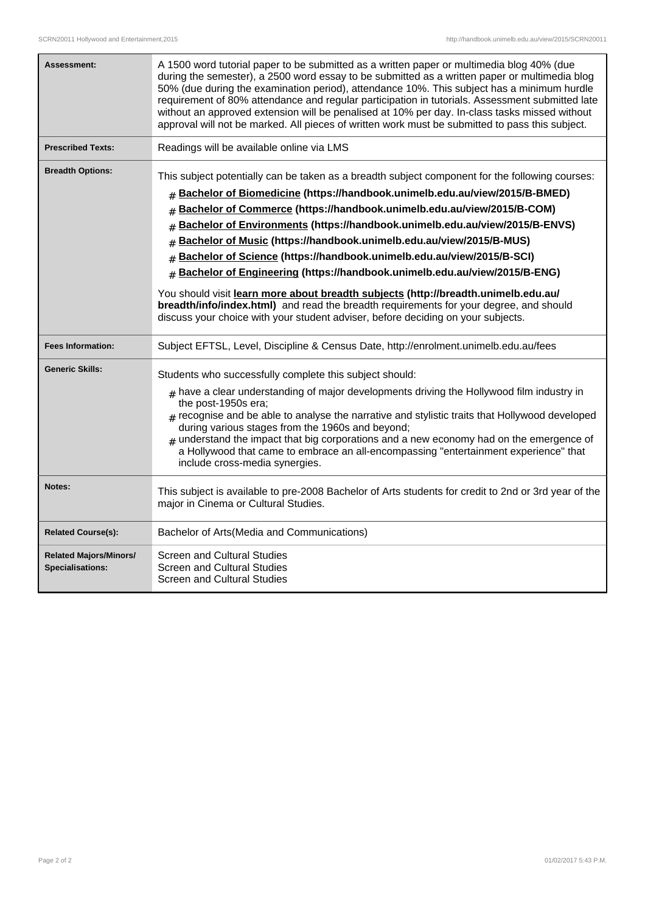| | |
|---|---|
| **Assessment:** | A 1500 word tutorial paper to be submitted as a written paper or multimedia blog 40% (due during the semester), a 2500 word essay to be submitted as a written paper or multimedia blog 50% (due during the examination period), attendance 10%. This subject has a minimum hurdle requirement of 80% attendance and regular participation in tutorials. Assessment submitted late without an approved extension will be penalised at 10% per day. In-class tasks missed without approval will not be marked. All pieces of written work must be submitted to pass this subject. |
| **Prescribed Texts:** | Readings will be available online via LMS |
| **Breadth Options:** | This subject potentially can be taken as a breadth subject component for the following courses:<br># **Bachelor of Biomedicine (https://handbook.unimelb.edu.au/view/2015/B-BMED)**<br># **Bachelor of Commerce (https://handbook.unimelb.edu.au/view/2015/B-COM)**<br># **Bachelor of Environments (https://handbook.unimelb.edu.au/view/2015/B-ENVS)**<br># **Bachelor of Music (https://handbook.unimelb.edu.au/view/2015/B-MUS)**<br># **Bachelor of Science (https://handbook.unimelb.edu.au/view/2015/B-SCI)**<br># **Bachelor of Engineering (https://handbook.unimelb.edu.au/view/2015/B-ENG)**<br>You should visit **learn more about breadth subjects (http://breadth.unimelb.edu.au/breadth/info/index.html)** and read the breadth requirements for your degree, and should discuss your choice with your student adviser, before deciding on your subjects. |
| **Fees Information:** | Subject EFTSL, Level, Discipline & Census Date, http://enrolment.unimelb.edu.au/fees |
| **Generic Skills:** | Students who successfully complete this subject should:<br># have a clear understanding of major developments driving the Hollywood film industry in the post-1950s era;<br># recognise and be able to analyse the narrative and stylistic traits that Hollywood developed during various stages from the 1960s and beyond;<br># understand the impact that big corporations and a new economy had on the emergence of a Hollywood that came to embrace an all-encompassing "entertainment experience" that include cross-media synergies. |
| **Notes:** | This subject is available to pre-2008 Bachelor of Arts students for credit to 2nd or 3rd year of the major in Cinema or Cultural Studies. |
| **Related Course(s):** | Bachelor of Arts(Media and Communications) |
| **Related Majors/Minors/ Specialisations:** | Screen and Cultural Studies<br>Screen and Cultural Studies<br>Screen and Cultural Studies |